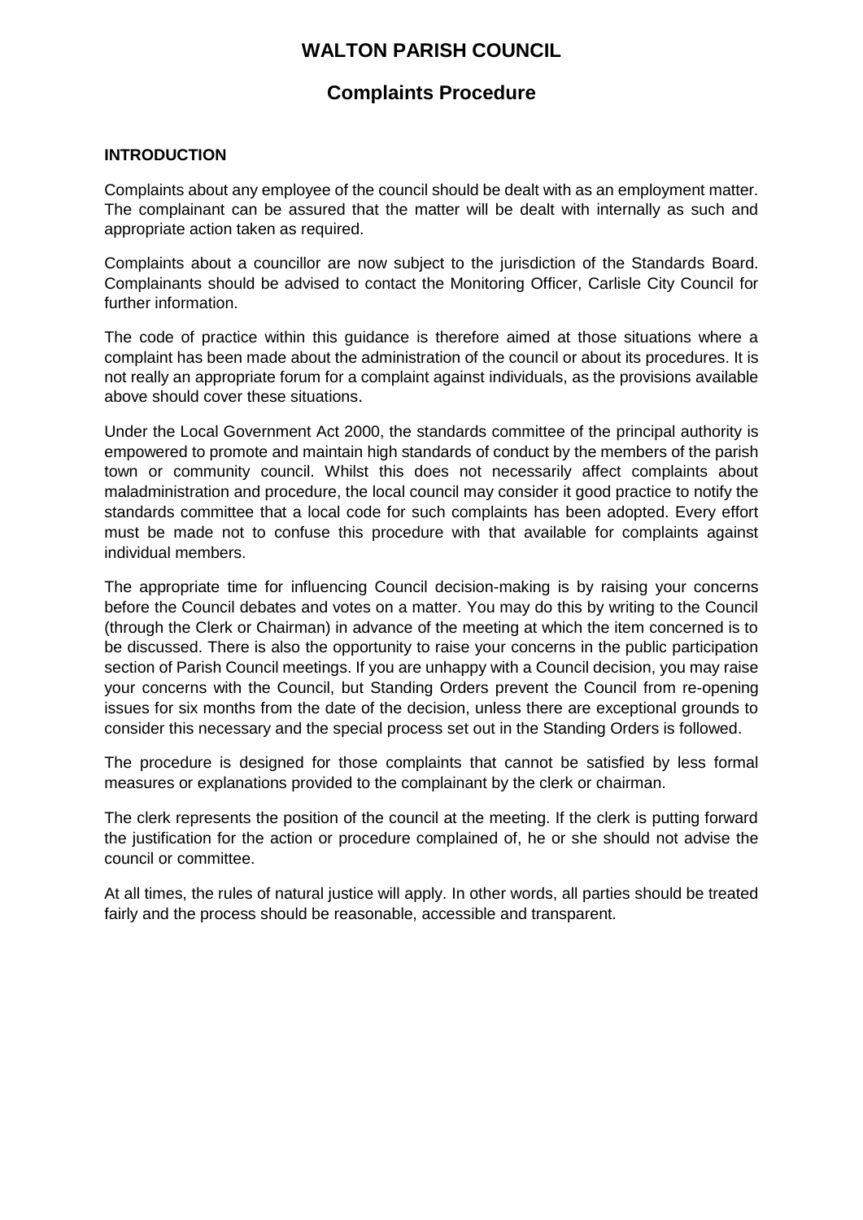# WALTON PARISH COUNCIL

## Complaints Procedure

**INTRODUCTION**

Complaints about any employee of the council should be dealt with as an employment matter. The complainant can be assured that the matter will be dealt with internally as such and appropriate action taken as required.

Complaints about a councillor are now subject to the jurisdiction of the Standards Board. Complainants should be advised to contact the Monitoring Officer, Carlisle City Council for further information.

The code of practice within this guidance is therefore aimed at those situations where a complaint has been made about the administration of the council or about its procedures. It is not really an appropriate forum for a complaint against individuals, as the provisions available above should cover these situations.

Under the Local Government Act 2000, the standards committee of the principal authority is empowered to promote and maintain high standards of conduct by the members of the parish town or community council. Whilst this does not necessarily affect complaints about maladministration and procedure, the local council may consider it good practice to notify the standards committee that a local code for such complaints has been adopted. Every effort must be made not to confuse this procedure with that available for complaints against individual members.

The appropriate time for influencing Council decision-making is by raising your concerns before the Council debates and votes on a matter. You may do this by writing to the Council (through the Clerk or Chairman) in advance of the meeting at which the item concerned is to be discussed. There is also the opportunity to raise your concerns in the public participation section of Parish Council meetings. If you are unhappy with a Council decision, you may raise your concerns with the Council, but Standing Orders prevent the Council from re-opening issues for six months from the date of the decision, unless there are exceptional grounds to consider this necessary and the special process set out in the Standing Orders is followed.

The procedure is designed for those complaints that cannot be satisfied by less formal measures or explanations provided to the complainant by the clerk or chairman.

The clerk represents the position of the council at the meeting. If the clerk is putting forward the justification for the action or procedure complained of, he or she should not advise the council or committee.

At all times, the rules of natural justice will apply. In other words, all parties should be treated fairly and the process should be reasonable, accessible and transparent.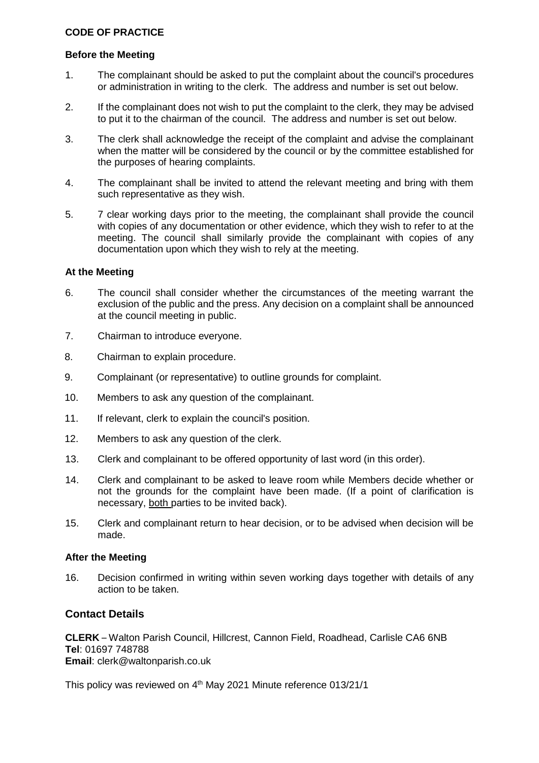**CODE OF PRACTICE**

**Before the Meeting**

1. The complainant should be asked to put the complaint about the council's procedures or administration in writing to the clerk. The address and number is set out below.
2. If the complainant does not wish to put the complaint to the clerk, they may be advised to put it to the chairman of the council. The address and number is set out below.
3. The clerk shall acknowledge the receipt of the complaint and advise the complainant when the matter will be considered by the council or by the committee established for the purposes of hearing complaints.
4. The complainant shall be invited to attend the relevant meeting and bring with them such representative as they wish.
5. 7 clear working days prior to the meeting, the complainant shall provide the council with copies of any documentation or other evidence, which they wish to refer to at the meeting. The council shall similarly provide the complainant with copies of any documentation upon which they wish to rely at the meeting.

**At the Meeting**

6. The council shall consider whether the circumstances of the meeting warrant the exclusion of the public and the press. Any decision on a complaint shall be announced at the council meeting in public.
7. Chairman to introduce everyone.
8. Chairman to explain procedure.
9. Complainant (or representative) to outline grounds for complaint.
10. Members to ask any question of the complainant.
11. If relevant, clerk to explain the council's position.
12. Members to ask any question of the clerk.
13. Clerk and complainant to be offered opportunity of last word (in this order).
14. Clerk and complainant to be asked to leave room while Members decide whether or not the grounds for the complaint have been made. (If a point of clarification is necessary, both parties to be invited back).
15. Clerk and complainant return to hear decision, or to be advised when decision will be made.

**After the Meeting**

16. Decision confirmed in writing within seven working days together with details of any action to be taken.

## Contact Details

**CLERK** – Walton Parish Council, Hillcrest, Cannon Field, Roadhead, Carlisle CA6 6NB
**Tel**: 01697 748788
**Email**: clerk@waltonparish.co.uk

This policy was reviewed on 4th May 2021 Minute reference 013/21/1